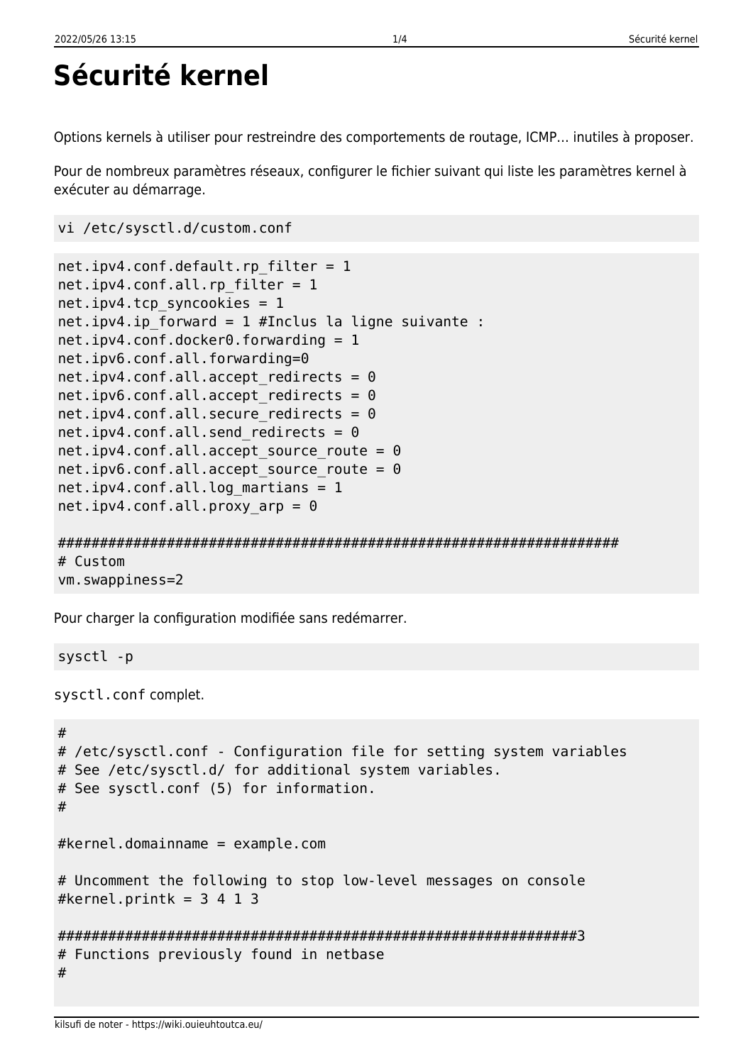# Sécurité kernel

Options kernels à utiliser pour restreindre des comportements de routage, ICMP… inutiles à proposer.

Pour de nombreux paramètres réseaux, configurer le fichier suivant qui liste les paramètres kernel à exécuter au démarrage.

```
vi /etc/sysctl.d/custom.conf
```

```
net.ipv4.conf.default.rp_filter = 1
net.ipv4.conf.all.rp_filter = 1
net.ipv4.tcp_syncookies = 1
net.ipv4.ip_forward = 1 #Inclus la ligne suivante :
net.ipv4.conf.docker0.forwarding = 1
net.ipv6.conf.all.forwarding=0
net.ipv4.conf.all.accept_redirects = 0
net.ipv6.conf.all.accept_redirects = 0
net.ipv4.conf.all.secure_redirects = 0
net.ipv4.conf.all.send_redirects = 0
net.ipv4.conf.all.accept_source_route = 0
net.ipv6.conf.all.accept_source_route = 0
net.ipv4.conf.all.log_martians = 1
net.ipv4.conf.all.proxy_arp = 0

####################################################################
# Custom
vm.swappiness=2
```

Pour charger la configuration modifiée sans redémarrer.

```
sysctl -p
```

`sysctl.conf` complet.

```
#
# /etc/sysctl.conf - Configuration file for setting system variables
# See /etc/sysctl.d/ for additional system variables.
# See sysctl.conf (5) for information.
#

#kernel.domainname = example.com

# Uncomment the following to stop low-level messages on console
#kernel.printk = 3 4 1 3

##############################################################3
# Functions previously found in netbase
#
```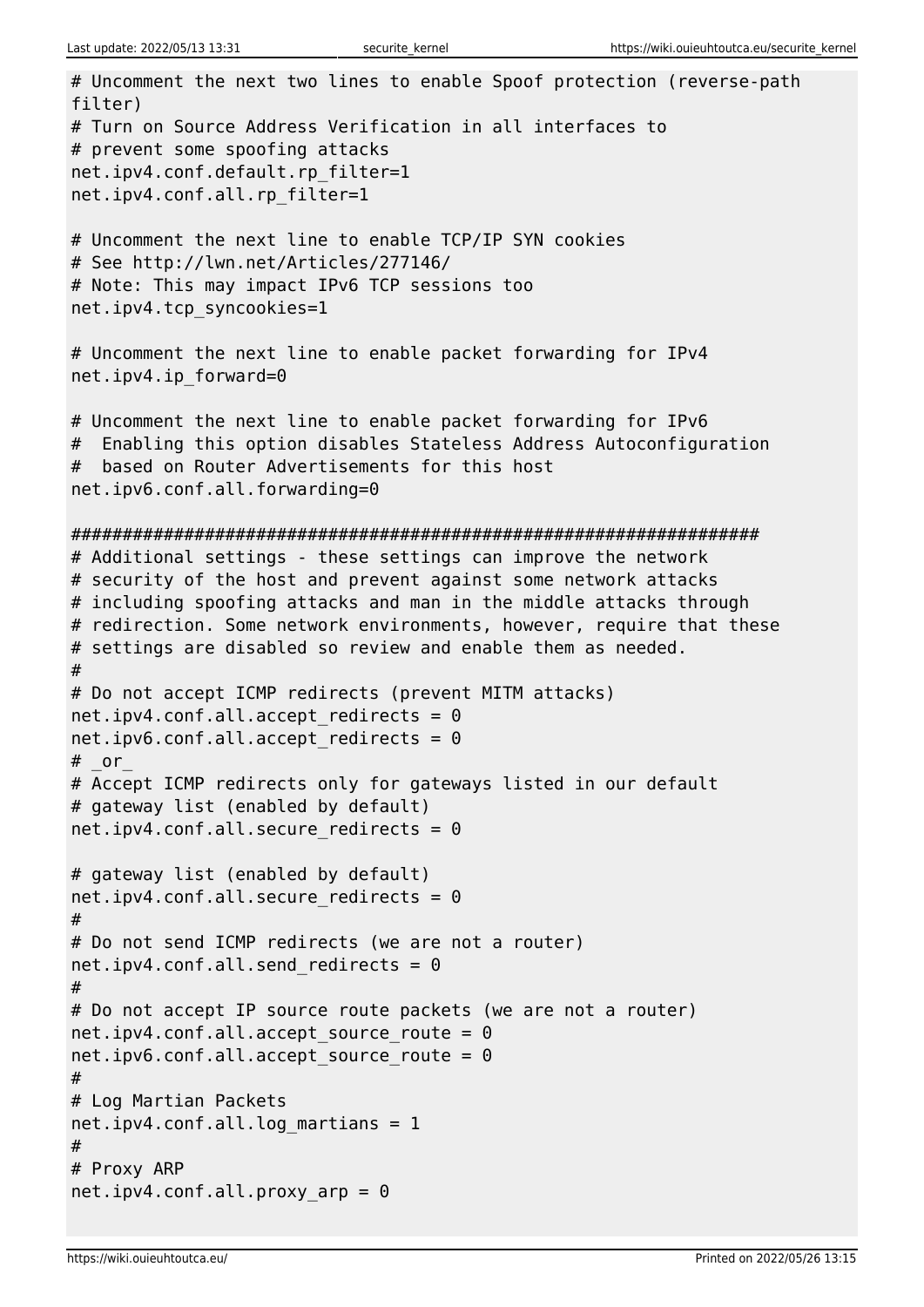```
# Uncomment the next two lines to enable Spoof protection (reverse-path filter)
# Turn on Source Address Verification in all interfaces to
# prevent some spoofing attacks
net.ipv4.conf.default.rp_filter=1
net.ipv4.conf.all.rp_filter=1

# Uncomment the next line to enable TCP/IP SYN cookies
# See http://lwn.net/Articles/277146/
# Note: This may impact IPv6 TCP sessions too
net.ipv4.tcp_syncookies=1

# Uncomment the next line to enable packet forwarding for IPv4
net.ipv4.ip_forward=0

# Uncomment the next line to enable packet forwarding for IPv6
#  Enabling this option disables Stateless Address Autoconfiguration
#  based on Router Advertisements for this host
net.ipv6.conf.all.forwarding=0

###################################################################
# Additional settings - these settings can improve the network
# security of the host and prevent against some network attacks
# including spoofing attacks and man in the middle attacks through
# redirection. Some network environments, however, require that these
# settings are disabled so review and enable them as needed.
#
# Do not accept ICMP redirects (prevent MITM attacks)
net.ipv4.conf.all.accept_redirects = 0
net.ipv6.conf.all.accept_redirects = 0
# _or_
# Accept ICMP redirects only for gateways listed in our default
# gateway list (enabled by default)
net.ipv4.conf.all.secure_redirects = 0

# gateway list (enabled by default)
net.ipv4.conf.all.secure_redirects = 0
#
# Do not send ICMP redirects (we are not a router)
net.ipv4.conf.all.send_redirects = 0
#
# Do not accept IP source route packets (we are not a router)
net.ipv4.conf.all.accept_source_route = 0
net.ipv6.conf.all.accept_source_route = 0
#
# Log Martian Packets
net.ipv4.conf.all.log_martians = 1
#
# Proxy ARP
net.ipv4.conf.all.proxy_arp = 0
```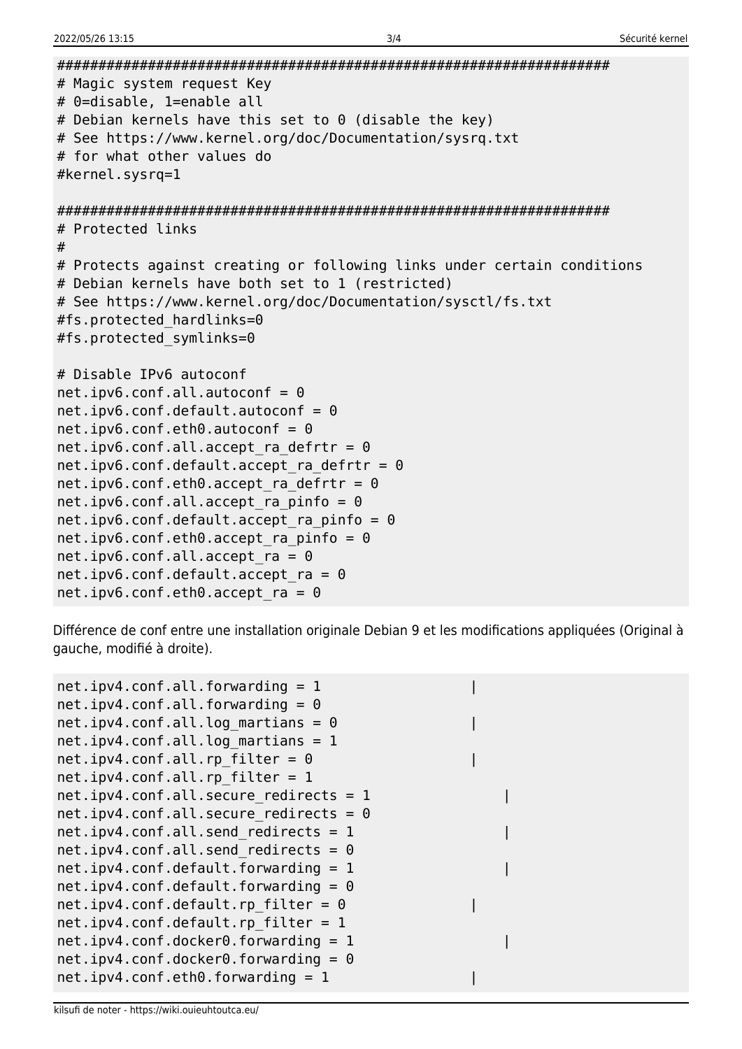```
###################################################################
# Magic system request Key
# 0=disable, 1=enable all
# Debian kernels have this set to 0 (disable the key)
# See https://www.kernel.org/doc/Documentation/sysrq.txt
# for what other values do
#kernel.sysrq=1

###################################################################
# Protected links
#
# Protects against creating or following links under certain conditions
# Debian kernels have both set to 1 (restricted)
# See https://www.kernel.org/doc/Documentation/sysctl/fs.txt
#fs.protected_hardlinks=0
#fs.protected_symlinks=0

# Disable IPv6 autoconf
net.ipv6.conf.all.autoconf = 0
net.ipv6.conf.default.autoconf = 0
net.ipv6.conf.eth0.autoconf = 0
net.ipv6.conf.all.accept_ra_defrtr = 0
net.ipv6.conf.default.accept_ra_defrtr = 0
net.ipv6.conf.eth0.accept_ra_defrtr = 0
net.ipv6.conf.all.accept_ra_pinfo = 0
net.ipv6.conf.default.accept_ra_pinfo = 0
net.ipv6.conf.eth0.accept_ra_pinfo = 0
net.ipv6.conf.all.accept_ra = 0
net.ipv6.conf.default.accept_ra = 0
net.ipv6.conf.eth0.accept_ra = 0
```

Différence de conf entre une installation originale Debian 9 et les modifications appliquées (Original à gauche, modifié à droite).

```
net.ipv4.conf.all.forwarding = 1                  |
net.ipv4.conf.all.forwarding = 0
net.ipv4.conf.all.log_martians = 0                |
net.ipv4.conf.all.log_martians = 1
net.ipv4.conf.all.rp_filter = 0                   |
net.ipv4.conf.all.rp_filter = 1
net.ipv4.conf.all.secure_redirects = 1                |
net.ipv4.conf.all.secure_redirects = 0
net.ipv4.conf.all.send_redirects = 1                  |
net.ipv4.conf.all.send_redirects = 0
net.ipv4.conf.default.forwarding = 1                  |
net.ipv4.conf.default.forwarding = 0
net.ipv4.conf.default.rp_filter = 0               |
net.ipv4.conf.default.rp_filter = 1
net.ipv4.conf.docker0.forwarding = 1                  |
net.ipv4.conf.docker0.forwarding = 0
net.ipv4.conf.eth0.forwarding = 1                 |
```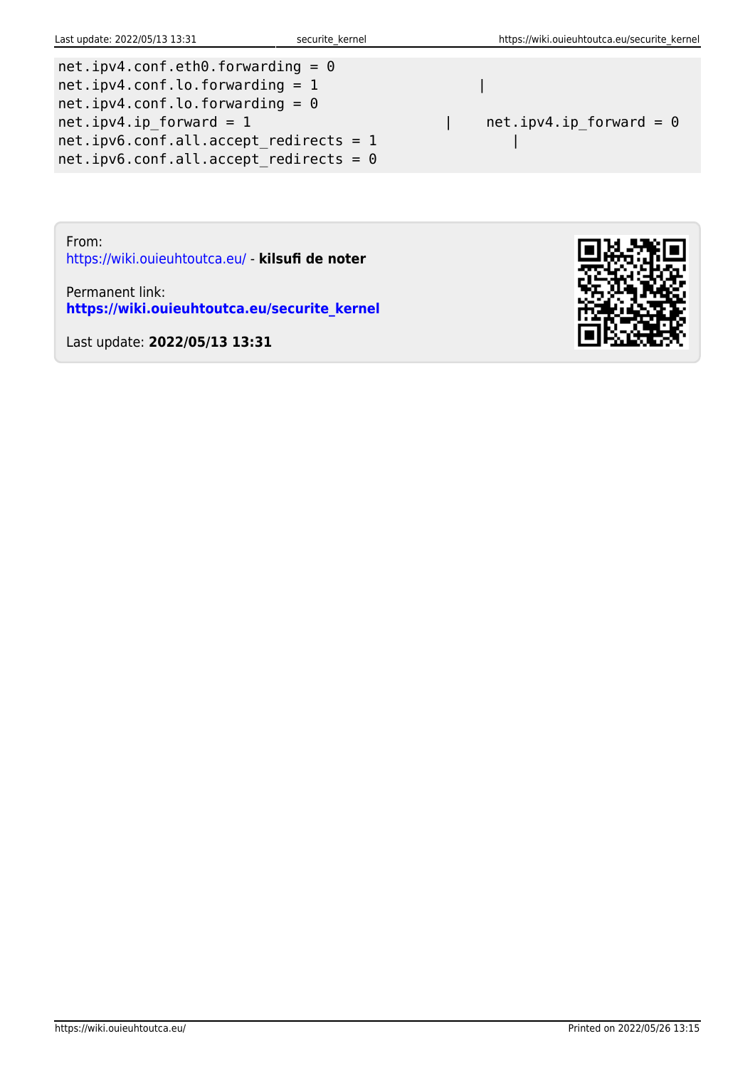```
net.ipv4.conf.eth0.forwarding = 0
net.ipv4.conf.lo.forwarding = 1                     |
net.ipv4.conf.lo.forwarding = 0
net.ipv4.ip_forward = 1                         |     net.ipv4.ip_forward = 0
net.ipv6.conf.all.accept_redirects = 1                  |
net.ipv6.conf.all.accept_redirects = 0
```

From:
https://wiki.ouieuhtoutca.eu/ - **kilsufi de noter**

Permanent link:
**https://wiki.ouieuhtoutca.eu/securite_kernel**

Last update: **2022/05/13 13:31**